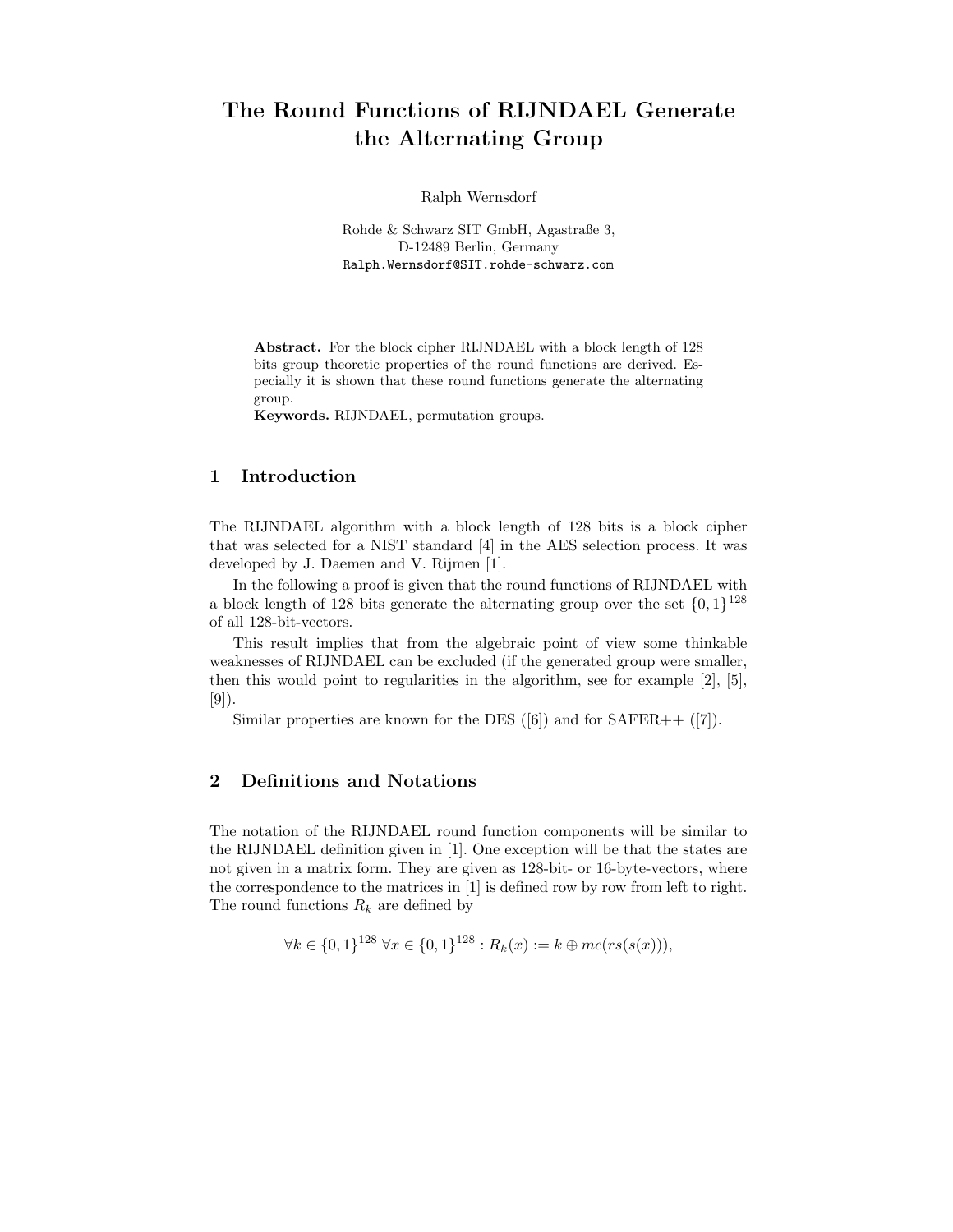# The Round Functions of RIJNDAEL Generate the Alternating Group

Ralph Wernsdorf

Rohde & Schwarz SIT GmbH, Agastraße 3,
D-12489 Berlin, Germany
Ralph.Wernsdorf@SIT.rohde-schwarz.com

**Abstract.** For the block cipher RIJNDAEL with a block length of 128 bits group theoretic properties of the round functions are derived. Especially it is shown that these round functions generate the alternating group.

**Keywords.** RIJNDAEL, permutation groups.

## 1 Introduction

The RIJNDAEL algorithm with a block length of 128 bits is a block cipher that was selected for a NIST standard [4] in the AES selection process. It was developed by J. Daemen and V. Rijmen [1].

In the following a proof is given that the round functions of RIJNDAEL with a block length of 128 bits generate the alternating group over the set $\{0,1\}^{128}$ of all 128-bit-vectors.

This result implies that from the algebraic point of view some thinkable weaknesses of RIJNDAEL can be excluded (if the generated group were smaller, then this would point to regularities in the algorithm, see for example [2], [5], [9]).

Similar properties are known for the DES ([6]) and for SAFER++ ([7]).

## 2 Definitions and Notations

The notation of the RIJNDAEL round function components will be similar to the RIJNDAEL definition given in [1]. One exception will be that the states are not given in a matrix form. They are given as 128-bit- or 16-byte-vectors, where the correspondence to the matrices in [1] is defined row by row from left to right. The round functions $R_k$ are defined by

$$\forall k \in \{0,1\}^{128}\ \forall x \in \{0,1\}^{128} : R_k(x) := k \oplus mc(rs(s(x))),$$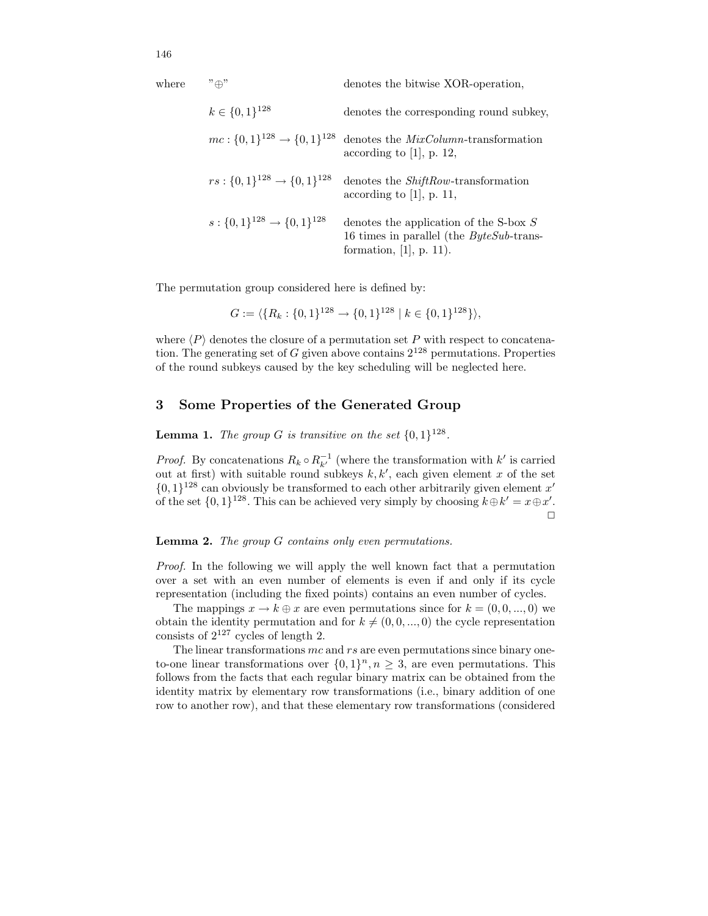where "$\oplus$" denotes the bitwise XOR-operation,

| | |
|---|---|
| $k \in \{0,1\}^{128}$ | denotes the corresponding round subkey, |
| $mc : \{0,1\}^{128} \to \{0,1\}^{128}$ | denotes the *MixColumn*-transformation according to [1], p. 12, |
| $rs : \{0,1\}^{128} \to \{0,1\}^{128}$ | denotes the *ShiftRow*-transformation according to [1], p. 11, |
| $s : \{0,1\}^{128} \to \{0,1\}^{128}$ | denotes the application of the S-box $S$ 16 times in parallel (the *ByteSub*-transformation, [1], p. 11). |

The permutation group considered here is defined by:

$$G := \langle \{R_k : \{0,1\}^{128} \to \{0,1\}^{128} \mid k \in \{0,1\}^{128}\} \rangle,$$

where $\langle P \rangle$ denotes the closure of a permutation set $P$ with respect to concatenation. The generating set of $G$ given above contains $2^{128}$ permutations. Properties of the round subkeys caused by the key scheduling will be neglected here.

## 3 Some Properties of the Generated Group

**Lemma 1.** *The group $G$ is transitive on the set $\{0,1\}^{128}$.*

*Proof.* By concatenations $R_k \circ R_{k'}^{-1}$ (where the transformation with $k'$ is carried out at first) with suitable round subkeys $k, k'$, each given element $x$ of the set $\{0,1\}^{128}$ can obviously be transformed to each other arbitrarily given element $x'$ of the set $\{0,1\}^{128}$. This can be achieved very simply by choosing $k \oplus k' = x \oplus x'$. □

**Lemma 2.** *The group $G$ contains only even permutations.*

*Proof.* In the following we will apply the well known fact that a permutation over a set with an even number of elements is even if and only if its cycle representation (including the fixed points) contains an even number of cycles.

The mappings $x \to k \oplus x$ are even permutations since for $k = (0, 0, ..., 0)$ we obtain the identity permutation and for $k \neq (0, 0, ..., 0)$ the cycle representation consists of $2^{127}$ cycles of length 2.

The linear transformations $mc$ and $rs$ are even permutations since binary one-to-one linear transformations over $\{0,1\}^n, n \geq 3$, are even permutations. This follows from the facts that each regular binary matrix can be obtained from the identity matrix by elementary row transformations (i.e., binary addition of one row to another row), and that these elementary row transformations (considered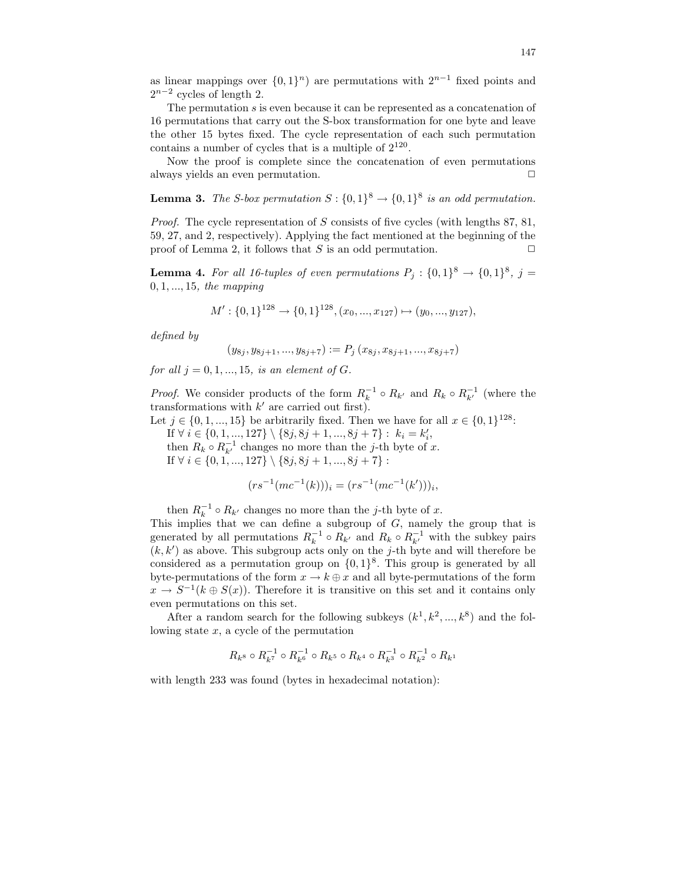as linear mappings over $\{0,1\}^n$) are permutations with $2^{n-1}$ fixed points and $2^{n-2}$ cycles of length 2.

The permutation $s$ is even because it can be represented as a concatenation of 16 permutations that carry out the S-box transformation for one byte and leave the other 15 bytes fixed. The cycle representation of each such permutation contains a number of cycles that is a multiple of $2^{120}$.

Now the proof is complete since the concatenation of even permutations always yields an even permutation. □

**Lemma 3.** *The S-box permutation $S : \{0,1\}^8 \to \{0,1\}^8$ is an odd permutation.*

*Proof.* The cycle representation of $S$ consists of five cycles (with lengths 87, 81, 59, 27, and 2, respectively). Applying the fact mentioned at the beginning of the proof of Lemma 2, it follows that $S$ is an odd permutation. □

**Lemma 4.** *For all 16-tuples of even permutations $P_j : \{0,1\}^8 \to \{0,1\}^8$, $j = 0, 1, ..., 15$, the mapping*

$$M' : \{0,1\}^{128} \to \{0,1\}^{128}, (x_0, ..., x_{127}) \mapsto (y_0, ..., y_{127}),$$

*defined by*

$$(y_{8j}, y_{8j+1}, ..., y_{8j+7}) := P_j\,(x_{8j}, x_{8j+1}, ..., x_{8j+7})$$

*for all $j = 0, 1, ..., 15$, is an element of $G$.*

*Proof.* We consider products of the form $R_k^{-1} \circ R_{k'}$ and $R_k \circ R_{k'}^{-1}$ (where the transformations with $k'$ are carried out first).

Let $j \in \{0, 1, ..., 15\}$ be arbitrarily fixed. Then we have for all $x \in \{0,1\}^{128}$:

If $\forall\ i \in \{0, 1, ..., 127\} \setminus \{8j, 8j+1, ..., 8j+7\} :\ k_i = k'_i$,
then $R_k \circ R_{k'}^{-1}$ changes no more than the $j$-th byte of $x$.

If $\forall\ i \in \{0, 1, ..., 127\} \setminus \{8j, 8j+1, ..., 8j+7\}$ :

$$(rs^{-1}(mc^{-1}(k)))_i = (rs^{-1}(mc^{-1}(k')))_i,$$

then $R_k^{-1} \circ R_{k'}$ changes no more than the $j$-th byte of $x$.

This implies that we can define a subgroup of $G$, namely the group that is generated by all permutations $R_k^{-1} \circ R_{k'}$ and $R_k \circ R_{k'}^{-1}$ with the subkey pairs $(k, k')$ as above. This subgroup acts only on the $j$-th byte and will therefore be considered as a permutation group on $\{0,1\}^8$. This group is generated by all byte-permutations of the form $x \to k \oplus x$ and all byte-permutations of the form $x \to S^{-1}(k \oplus S(x))$. Therefore it is transitive on this set and it contains only even permutations on this set.

After a random search for the following subkeys $(k^1, k^2, ..., k^8)$ and the following state $x$, a cycle of the permutation

$$R_{k^8} \circ R_{k^7}^{-1} \circ R_{k^6}^{-1} \circ R_{k^5} \circ R_{k^4} \circ R_{k^3}^{-1} \circ R_{k^2}^{-1} \circ R_{k^1}$$

with length 233 was found (bytes in hexadecimal notation):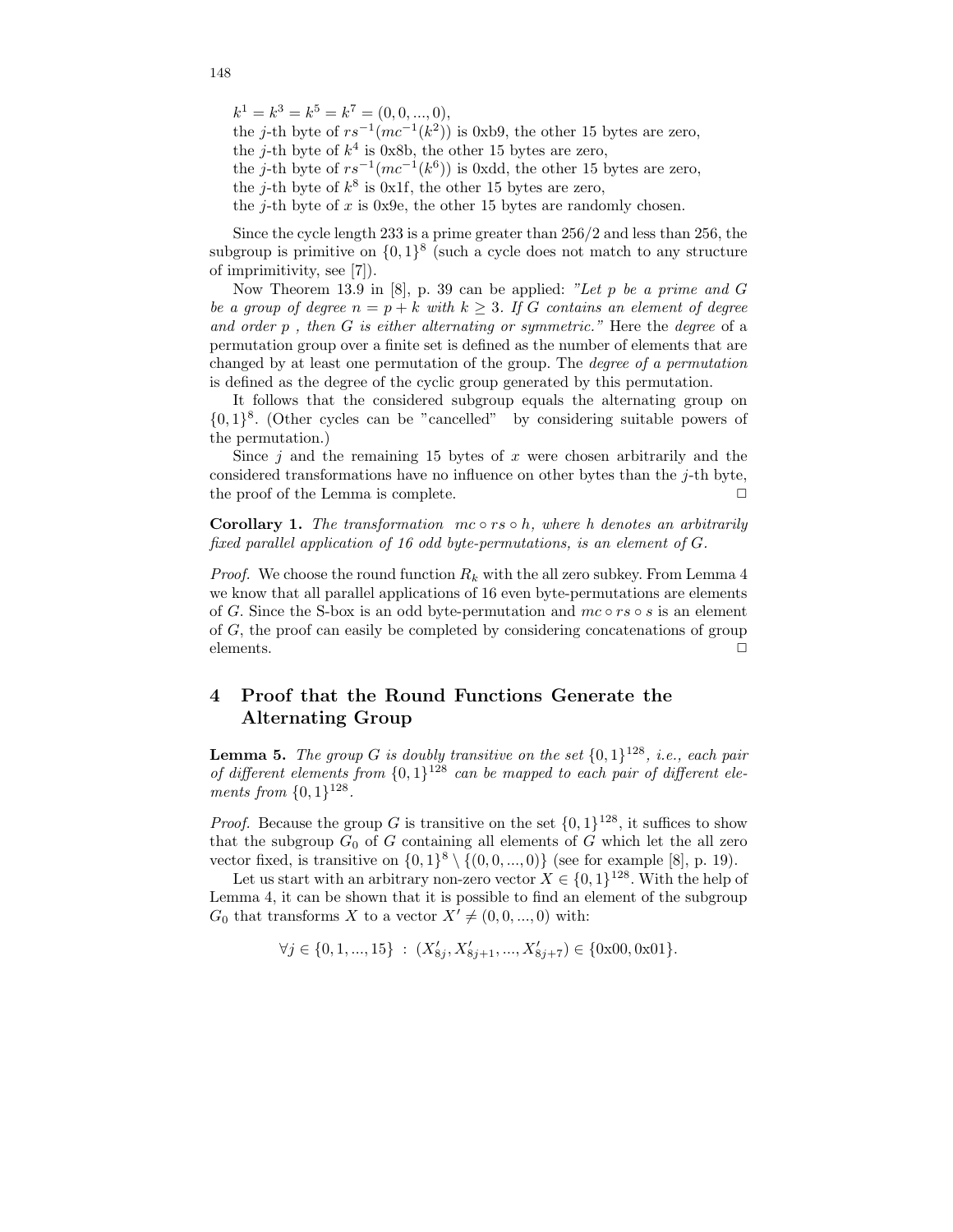$k^1 = k^3 = k^5 = k^7 = (0, 0, ..., 0)$,
the $j$-th byte of $rs^{-1}(mc^{-1}(k^2))$ is 0xb9, the other 15 bytes are zero,
the $j$-th byte of $k^4$ is 0x8b, the other 15 bytes are zero,
the $j$-th byte of $rs^{-1}(mc^{-1}(k^6))$ is 0xdd, the other 15 bytes are zero,
the $j$-th byte of $k^8$ is 0x1f, the other 15 bytes are zero,
the $j$-th byte of $x$ is 0x9e, the other 15 bytes are randomly chosen.

Since the cycle length 233 is a prime greater than 256/2 and less than 256, the subgroup is primitive on $\{0,1\}^8$ (such a cycle does not match to any structure of imprimitivity, see [7]).

Now Theorem 13.9 in [8], p. 39 can be applied: *"Let p be a prime and G be a group of degree $n = p + k$ with $k \geq 3$. If G contains an element of degree and order p , then G is either alternating or symmetric."* Here the *degree* of a permutation group over a finite set is defined as the number of elements that are changed by at least one permutation of the group. The *degree of a permutation* is defined as the degree of the cyclic group generated by this permutation.

It follows that the considered subgroup equals the alternating group on $\{0,1\}^8$. (Other cycles can be "cancelled" by considering suitable powers of the permutation.)

Since $j$ and the remaining 15 bytes of $x$ were chosen arbitrarily and the considered transformations have no influence on other bytes than the $j$-th byte, the proof of the Lemma is complete. □

**Corollary 1.** *The transformation $mc \circ rs \circ h$, where $h$ denotes an arbitrarily fixed parallel application of 16 odd byte-permutations, is an element of $G$.*

*Proof.* We choose the round function $R_k$ with the all zero subkey. From Lemma 4 we know that all parallel applications of 16 even byte-permutations are elements of $G$. Since the S-box is an odd byte-permutation and $mc \circ rs \circ s$ is an element of $G$, the proof can easily be completed by considering concatenations of group elements. □

## 4 Proof that the Round Functions Generate the Alternating Group

**Lemma 5.** *The group $G$ is doubly transitive on the set $\{0,1\}^{128}$, i.e., each pair of different elements from $\{0,1\}^{128}$ can be mapped to each pair of different elements from $\{0,1\}^{128}$.*

*Proof.* Because the group $G$ is transitive on the set $\{0,1\}^{128}$, it suffices to show that the subgroup $G_0$ of $G$ containing all elements of $G$ which let the all zero vector fixed, is transitive on $\{0,1\}^8 \setminus \{(0,0,...,0)\}$ (see for example [8], p. 19).

Let us start with an arbitrary non-zero vector $X \in \{0,1\}^{128}$. With the help of Lemma 4, it can be shown that it is possible to find an element of the subgroup $G_0$ that transforms $X$ to a vector $X' \neq (0,0,...,0)$ with:

$$\forall j \in \{0,1,...,15\} \; : \; (X'_{8j}, X'_{8j+1}, ..., X'_{8j+7}) \in \{\text{0x00}, \text{0x01}\}.$$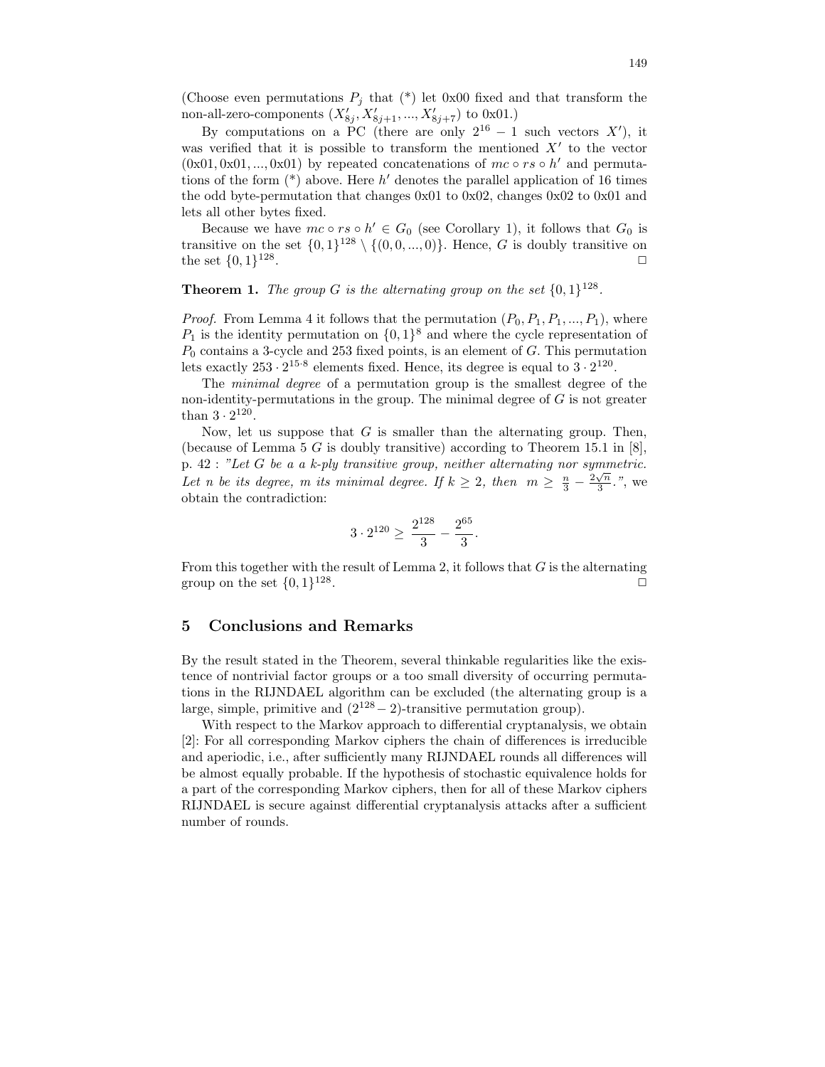(Choose even permutations $P_j$ that (*) let 0x00 fixed and that transform the non-all-zero-components $(X'_{8j}, X'_{8j+1}, ..., X'_{8j+7})$ to 0x01.)

By computations on a PC (there are only $2^{16} - 1$ such vectors $X'$), it was verified that it is possible to transform the mentioned $X'$ to the vector $(0x01, 0x01, ..., 0x01)$ by repeated concatenations of $mc \circ rs \circ h'$ and permutations of the form (*) above. Here $h'$ denotes the parallel application of 16 times the odd byte-permutation that changes 0x01 to 0x02, changes 0x02 to 0x01 and lets all other bytes fixed.

Because we have $mc \circ rs \circ h' \in G_0$ (see Corollary 1), it follows that $G_0$ is transitive on the set $\{0,1\}^{128} \setminus \{(0, 0, ..., 0)\}$. Hence, $G$ is doubly transitive on the set $\{0,1\}^{128}$. □

**Theorem 1.** *The group $G$ is the alternating group on the set $\{0,1\}^{128}$.*

*Proof.* From Lemma 4 it follows that the permutation $(P_0, P_1, P_1, ..., P_1)$, where $P_1$ is the identity permutation on $\{0,1\}^8$ and where the cycle representation of $P_0$ contains a 3-cycle and 253 fixed points, is an element of $G$. This permutation lets exactly $253 \cdot 2^{15 \cdot 8}$ elements fixed. Hence, its degree is equal to $3 \cdot 2^{120}$.

The *minimal degree* of a permutation group is the smallest degree of the non-identity-permutations in the group. The minimal degree of $G$ is not greater than $3 \cdot 2^{120}$.

Now, let us suppose that $G$ is smaller than the alternating group. Then, (because of Lemma 5 $G$ is doubly transitive) according to Theorem 15.1 in [8], p. 42 : *"Let $G$ be a a $k$-ply transitive group, neither alternating nor symmetric. Let $n$ be its degree, $m$ its minimal degree. If $k \geq 2$, then $m \geq \frac{n}{3} - \frac{2\sqrt{n}}{3}$."*, we obtain the contradiction:

$$3 \cdot 2^{120} \geq \frac{2^{128}}{3} - \frac{2^{65}}{3}.$$

From this together with the result of Lemma 2, it follows that $G$ is the alternating group on the set $\{0,1\}^{128}$. □

## 5 Conclusions and Remarks

By the result stated in the Theorem, several thinkable regularities like the existence of nontrivial factor groups or a too small diversity of occurring permutations in the RIJNDAEL algorithm can be excluded (the alternating group is a large, simple, primitive and $(2^{128} - 2)$-transitive permutation group).

With respect to the Markov approach to differential cryptanalysis, we obtain [2]: For all corresponding Markov ciphers the chain of differences is irreducible and aperiodic, i.e., after sufficiently many RIJNDAEL rounds all differences will be almost equally probable. If the hypothesis of stochastic equivalence holds for a part of the corresponding Markov ciphers, then for all of these Markov ciphers RIJNDAEL is secure against differential cryptanalysis attacks after a sufficient number of rounds.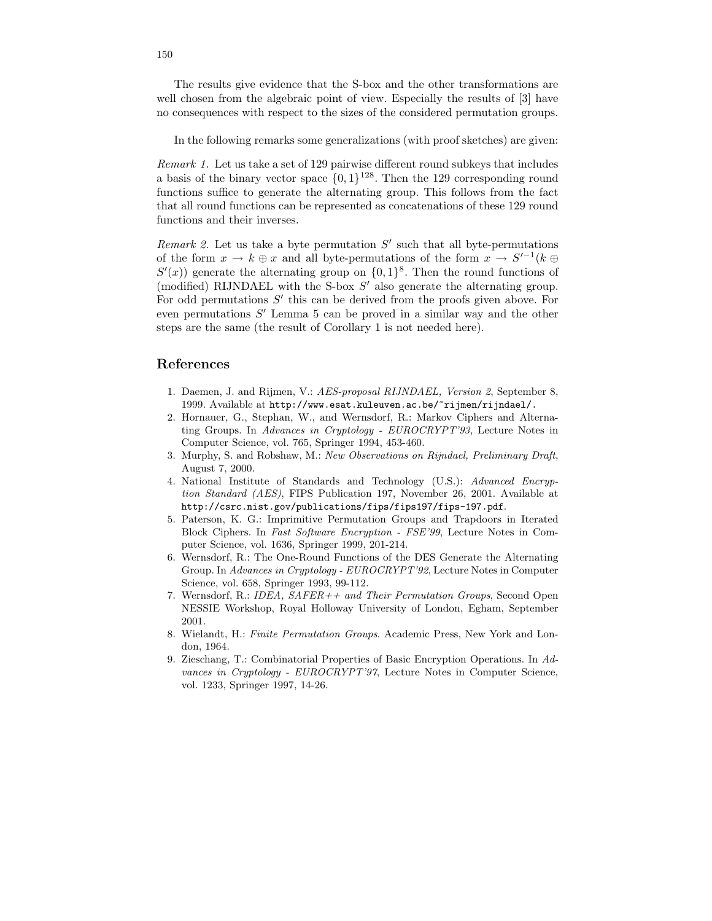The results give evidence that the S-box and the other transformations are well chosen from the algebraic point of view. Especially the results of [3] have no consequences with respect to the sizes of the considered permutation groups.

In the following remarks some generalizations (with proof sketches) are given:

*Remark 1.* Let us take a set of 129 pairwise different round subkeys that includes a basis of the binary vector space $\{0,1\}^{128}$. Then the 129 corresponding round functions suffice to generate the alternating group. This follows from the fact that all round functions can be represented as concatenations of these 129 round functions and their inverses.

*Remark 2.* Let us take a byte permutation $S'$ such that all byte-permutations of the form $x \to k \oplus x$ and all byte-permutations of the form $x \to S'^{-1}(k \oplus S'(x))$ generate the alternating group on $\{0,1\}^8$. Then the round functions of (modified) RIJNDAEL with the S-box $S'$ also generate the alternating group. For odd permutations $S'$ this can be derived from the proofs given above. For even permutations $S'$ Lemma 5 can be proved in a similar way and the other steps are the same (the result of Corollary 1 is not needed here).

## References

1. Daemen, J. and Rijmen, V.: *AES-proposal RIJNDAEL, Version 2*, September 8, 1999. Available at `http://www.esat.kuleuven.ac.be/~rijmen/rijndael/`.
2. Hornauer, G., Stephan, W., and Wernsdorf, R.: Markov Ciphers and Alternating Groups. In *Advances in Cryptology - EUROCRYPT'93*, Lecture Notes in Computer Science, vol. 765, Springer 1994, 453-460.
3. Murphy, S. and Robshaw, M.: *New Observations on Rijndael, Preliminary Draft*, August 7, 2000.
4. National Institute of Standards and Technology (U.S.): *Advanced Encryption Standard (AES)*, FIPS Publication 197, November 26, 2001. Available at `http://csrc.nist.gov/publications/fips/fips197/fips-197.pdf`.
5. Paterson, K. G.: Imprimitive Permutation Groups and Trapdoors in Iterated Block Ciphers. In *Fast Software Encryption - FSE'99*, Lecture Notes in Computer Science, vol. 1636, Springer 1999, 201-214.
6. Wernsdorf, R.: The One-Round Functions of the DES Generate the Alternating Group. In *Advances in Cryptology - EUROCRYPT'92*, Lecture Notes in Computer Science, vol. 658, Springer 1993, 99-112.
7. Wernsdorf, R.: *IDEA, SAFER++ and Their Permutation Groups*, Second Open NESSIE Workshop, Royal Holloway University of London, Egham, September 2001.
8. Wielandt, H.: *Finite Permutation Groups*. Academic Press, New York and London, 1964.
9. Zieschang, T.: Combinatorial Properties of Basic Encryption Operations. In *Advances in Cryptology - EUROCRYPT'97*, Lecture Notes in Computer Science, vol. 1233, Springer 1997, 14-26.